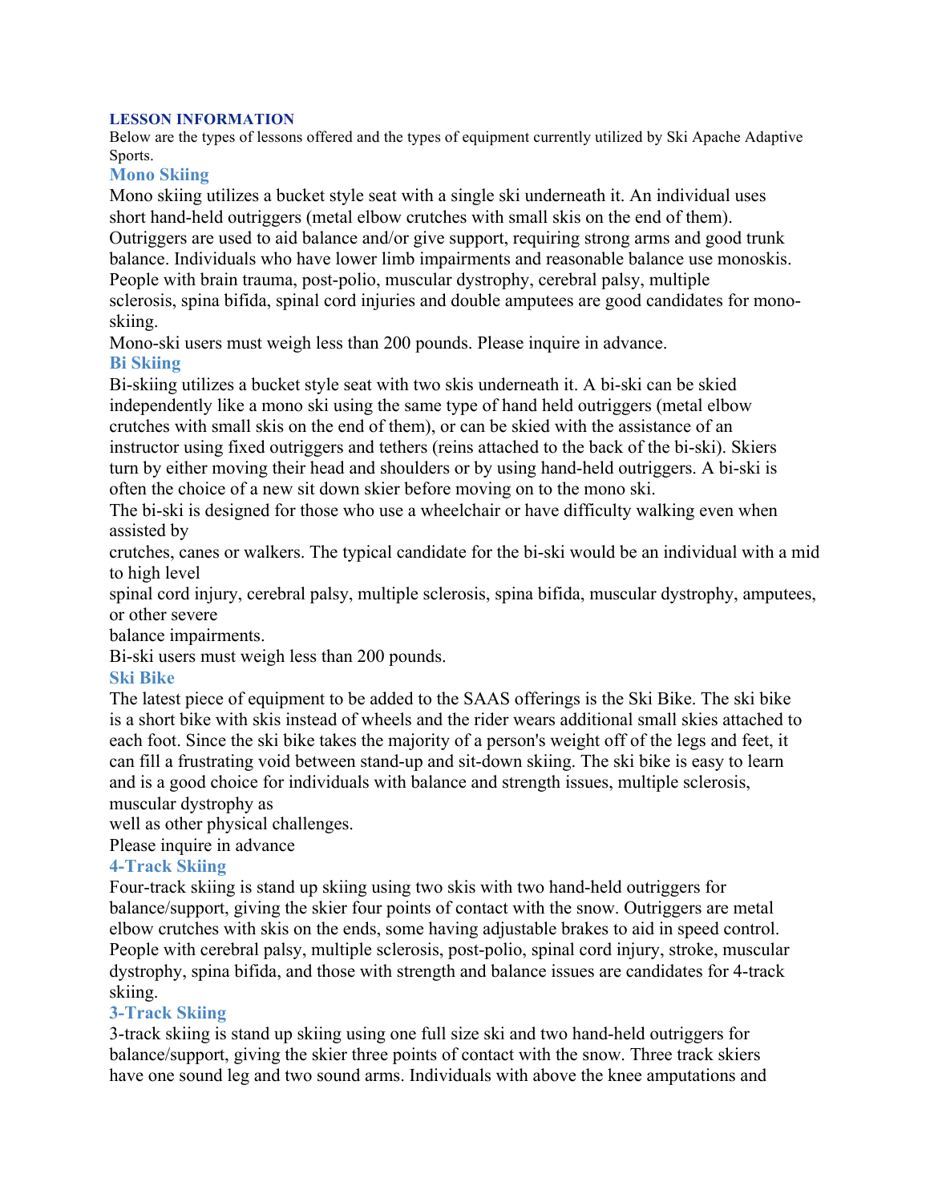## LESSON INFORMATION

Below are the types of lessons offered and the types of equipment currently utilized by Ski Apache Adaptive Sports.

### Mono Skiing

Mono skiing utilizes a bucket style seat with a single ski underneath it. An individual uses short hand-held outriggers (metal elbow crutches with small skis on the end of them). Outriggers are used to aid balance and/or give support, requiring strong arms and good trunk balance. Individuals who have lower limb impairments and reasonable balance use monoskis. People with brain trauma, post-polio, muscular dystrophy, cerebral palsy, multiple sclerosis, spina bifida, spinal cord injuries and double amputees are good candidates for mono-skiing.

Mono-ski users must weigh less than 200 pounds. Please inquire in advance.

### Bi Skiing

Bi-skiing utilizes a bucket style seat with two skis underneath it. A bi-ski can be skied independently like a mono ski using the same type of hand held outriggers (metal elbow crutches with small skis on the end of them), or can be skied with the assistance of an instructor using fixed outriggers and tethers (reins attached to the back of the bi-ski). Skiers turn by either moving their head and shoulders or by using hand-held outriggers. A bi-ski is often the choice of a new sit down skier before moving on to the mono ski.

The bi-ski is designed for those who use a wheelchair or have difficulty walking even when assisted by crutches, canes or walkers. The typical candidate for the bi-ski would be an individual with a mid to high level spinal cord injury, cerebral palsy, multiple sclerosis, spina bifida, muscular dystrophy, amputees, or other severe balance impairments.

Bi-ski users must weigh less than 200 pounds.

### Ski Bike

The latest piece of equipment to be added to the SAAS offerings is the Ski Bike. The ski bike is a short bike with skis instead of wheels and the rider wears additional small skies attached to each foot. Since the ski bike takes the majority of a person's weight off of the legs and feet, it can fill a frustrating void between stand-up and sit-down skiing. The ski bike is easy to learn and is a good choice for individuals with balance and strength issues, multiple sclerosis, muscular dystrophy as well as other physical challenges.

Please inquire in advance

### 4-Track Skiing

Four-track skiing is stand up skiing using two skis with two hand-held outriggers for balance/support, giving the skier four points of contact with the snow. Outriggers are metal elbow crutches with skis on the ends, some having adjustable brakes to aid in speed control. People with cerebral palsy, multiple sclerosis, post-polio, spinal cord injury, stroke, muscular dystrophy, spina bifida, and those with strength and balance issues are candidates for 4-track skiing.

### 3-Track Skiing

3-track skiing is stand up skiing using one full size ski and two hand-held outriggers for balance/support, giving the skier three points of contact with the snow. Three track skiers have one sound leg and two sound arms. Individuals with above the knee amputations and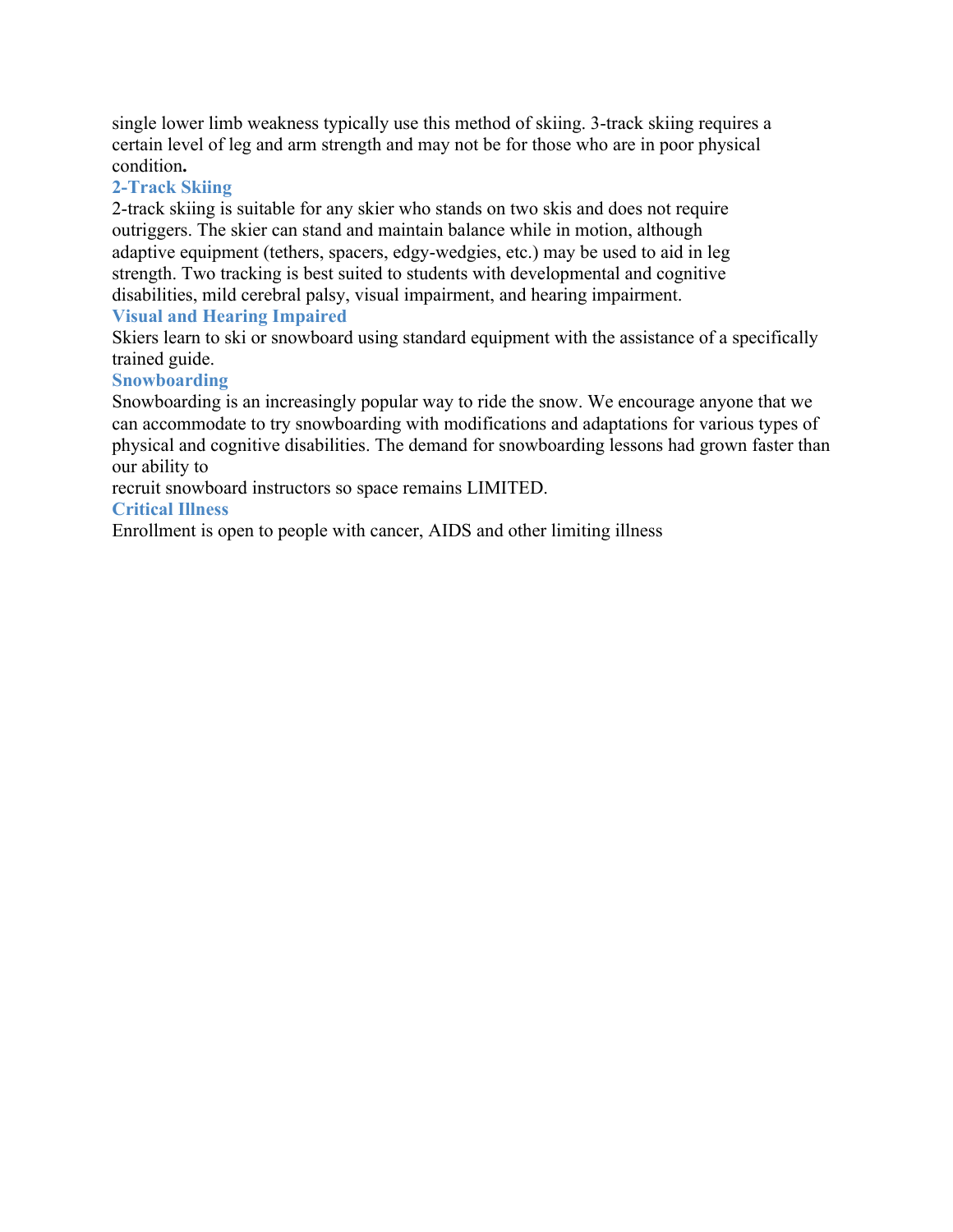single lower limb weakness typically use this method of skiing. 3-track skiing requires a certain level of leg and arm strength and may not be for those who are in poor physical condition**.**

### 2-Track Skiing

2-track skiing is suitable for any skier who stands on two skis and does not require outriggers. The skier can stand and maintain balance while in motion, although adaptive equipment (tethers, spacers, edgy-wedgies, etc.) may be used to aid in leg strength. Two tracking is best suited to students with developmental and cognitive disabilities, mild cerebral palsy, visual impairment, and hearing impairment.

### Visual and Hearing Impaired

Skiers learn to ski or snowboard using standard equipment with the assistance of a specifically trained guide.

### Snowboarding

Snowboarding is an increasingly popular way to ride the snow. We encourage anyone that we can accommodate to try snowboarding with modifications and adaptations for various types of physical and cognitive disabilities. The demand for snowboarding lessons had grown faster than our ability to
recruit snowboard instructors so space remains LIMITED.

### Critical Illness

Enrollment is open to people with cancer, AIDS and other limiting illness